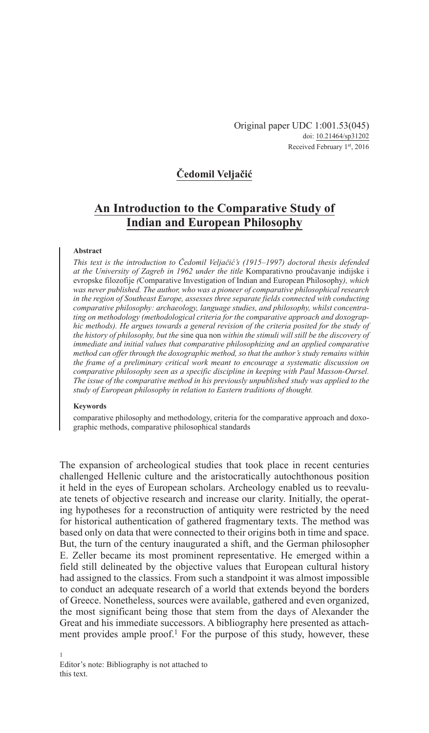Original paper UDC 1:001.53(045)
doi: 10.21464/sp31202
Received February 1st, 2016

**Čedomil Veljačić**

# An Introduction to the Comparative Study of Indian and European Philosophy

#### Abstract

*This text is the introduction to Čedomil Veljačić's (1915–1997) doctoral thesis defended at the University of Zagreb in 1962 under the title* Komparativno proučavanje indijske i evropske filozofije *(*Comparative Investigation of Indian and European Philosophy*), which was never published. The author, who was a pioneer of comparative philosophical research in the region of Southeast Europe, assesses three separate fields connected with conducting comparative philosophy: archaeology, language studies, and philosophy, whilst concentrating on methodology (methodological criteria for the comparative approach and doxographic methods). He argues towards a general revision of the criteria posited for the study of the history of philosophy, but the* sine qua non *within the stimuli will still be the discovery of immediate and initial values that comparative philosophizing and an applied comparative method can offer through the doxographic method, so that the author's study remains within the frame of a preliminary critical work meant to encourage a systematic discussion on comparative philosophy seen as a specific discipline in keeping with Paul Masson-Oursel. The issue of the comparative method in his previously unpublished study was applied to the study of European philosophy in relation to Eastern traditions of thought.*

#### Keywords

comparative philosophy and methodology, criteria for the comparative approach and doxographic methods, comparative philosophical standards

The expansion of archeological studies that took place in recent centuries challenged Hellenic culture and the aristocratically autochthonous position it held in the eyes of European scholars. Archeology enabled us to reevaluate tenets of objective research and increase our clarity. Initially, the operating hypotheses for a reconstruction of antiquity were restricted by the need for historical authentication of gathered fragmentary texts. The method was based only on data that were connected to their origins both in time and space. But, the turn of the century inaugurated a shift, and the German philosopher E. Zeller became its most prominent representative. He emerged within a field still delineated by the objective values that European cultural history had assigned to the classics. From such a standpoint it was almost impossible to conduct an adequate research of a world that extends beyond the borders of Greece. Nonetheless, sources were available, gathered and even organized, the most significant being those that stem from the days of Alexander the Great and his immediate successors. A bibliography here presented as attachment provides ample proof.[1] For the purpose of this study, however, these

[1] Editor's note: Bibliography is not attached to this text.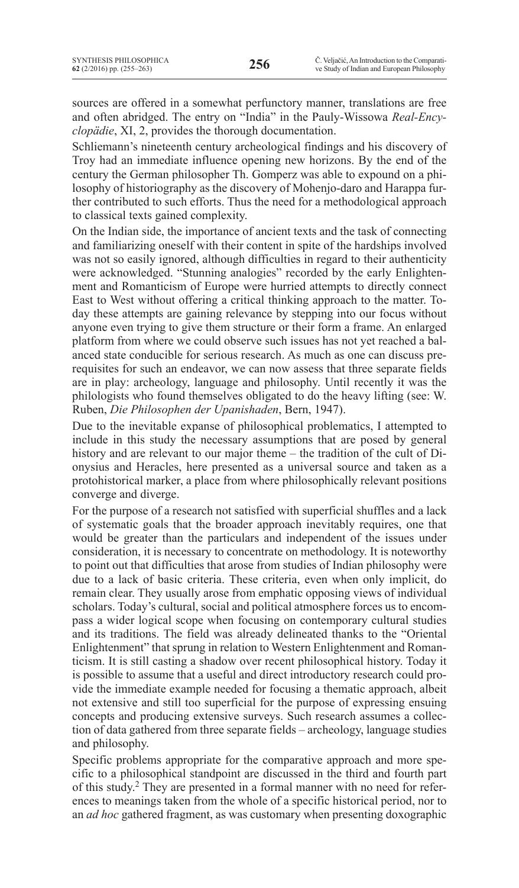sources are offered in a somewhat perfunctory manner, translations are free and often abridged. The entry on "India" in the Pauly-Wissowa *Real-Encyclopädie*, XI, 2, provides the thorough documentation.

Schliemann's nineteenth century archeological findings and his discovery of Troy had an immediate influence opening new horizons. By the end of the century the German philosopher Th. Gomperz was able to expound on a philosophy of historiography as the discovery of Mohenjo-daro and Harappa further contributed to such efforts. Thus the need for a methodological approach to classical texts gained complexity.

On the Indian side, the importance of ancient texts and the task of connecting and familiarizing oneself with their content in spite of the hardships involved was not so easily ignored, although difficulties in regard to their authenticity were acknowledged. "Stunning analogies" recorded by the early Enlightenment and Romanticism of Europe were hurried attempts to directly connect East to West without offering a critical thinking approach to the matter. Today these attempts are gaining relevance by stepping into our focus without anyone even trying to give them structure or their form a frame. An enlarged platform from where we could observe such issues has not yet reached a balanced state conducible for serious research. As much as one can discuss prerequisites for such an endeavor, we can now assess that three separate fields are in play: archeology, language and philosophy. Until recently it was the philologists who found themselves obligated to do the heavy lifting (see: W. Ruben, *Die Philosophen der Upanishaden*, Bern, 1947).

Due to the inevitable expanse of philosophical problematics, I attempted to include in this study the necessary assumptions that are posed by general history and are relevant to our major theme – the tradition of the cult of Dionysius and Heracles, here presented as a universal source and taken as a protohistorical marker, a place from where philosophically relevant positions converge and diverge.

For the purpose of a research not satisfied with superficial shuffles and a lack of systematic goals that the broader approach inevitably requires, one that would be greater than the particulars and independent of the issues under consideration, it is necessary to concentrate on methodology. It is noteworthy to point out that difficulties that arose from studies of Indian philosophy were due to a lack of basic criteria. These criteria, even when only implicit, do remain clear. They usually arose from emphatic opposing views of individual scholars. Today's cultural, social and political atmosphere forces us to encompass a wider logical scope when focusing on contemporary cultural studies and its traditions. The field was already delineated thanks to the "Oriental Enlightenment" that sprung in relation to Western Enlightenment and Romanticism. It is still casting a shadow over recent philosophical history. Today it is possible to assume that a useful and direct introductory research could provide the immediate example needed for focusing a thematic approach, albeit not extensive and still too superficial for the purpose of expressing ensuing concepts and producing extensive surveys. Such research assumes a collection of data gathered from three separate fields – archeology, language studies and philosophy.

Specific problems appropriate for the comparative approach and more specific to a philosophical standpoint are discussed in the third and fourth part of this study.[2] They are presented in a formal manner with no need for references to meanings taken from the whole of a specific historical period, nor to an *ad hoc* gathered fragment, as was customary when presenting doxographic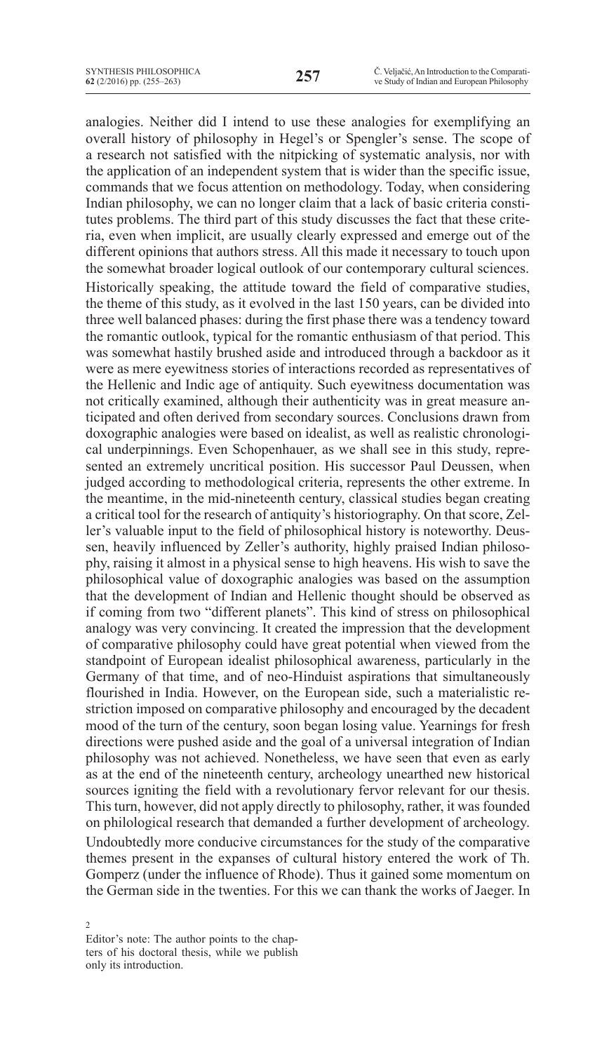analogies. Neither did I intend to use these analogies for exemplifying an overall history of philosophy in Hegel's or Spengler's sense. The scope of a research not satisfied with the nitpicking of systematic analysis, nor with the application of an independent system that is wider than the specific issue, commands that we focus attention on methodology. Today, when considering Indian philosophy, we can no longer claim that a lack of basic criteria constitutes problems. The third part of this study discusses the fact that these criteria, even when implicit, are usually clearly expressed and emerge out of the different opinions that authors stress. All this made it necessary to touch upon the somewhat broader logical outlook of our contemporary cultural sciences.

Historically speaking, the attitude toward the field of comparative studies, the theme of this study, as it evolved in the last 150 years, can be divided into three well balanced phases: during the first phase there was a tendency toward the romantic outlook, typical for the romantic enthusiasm of that period. This was somewhat hastily brushed aside and introduced through a backdoor as it were as mere eyewitness stories of interactions recorded as representatives of the Hellenic and Indic age of antiquity. Such eyewitness documentation was not critically examined, although their authenticity was in great measure anticipated and often derived from secondary sources. Conclusions drawn from doxographic analogies were based on idealist, as well as realistic chronological underpinnings. Even Schopenhauer, as we shall see in this study, represented an extremely uncritical position. His successor Paul Deussen, when judged according to methodological criteria, represents the other extreme. In the meantime, in the mid-nineteenth century, classical studies began creating a critical tool for the research of antiquity's historiography. On that score, Zeller's valuable input to the field of philosophical history is noteworthy. Deussen, heavily influenced by Zeller's authority, highly praised Indian philosophy, raising it almost in a physical sense to high heavens. His wish to save the philosophical value of doxographic analogies was based on the assumption that the development of Indian and Hellenic thought should be observed as if coming from two "different planets". This kind of stress on philosophical analogy was very convincing. It created the impression that the development of comparative philosophy could have great potential when viewed from the standpoint of European idealist philosophical awareness, particularly in the Germany of that time, and of neo-Hinduist aspirations that simultaneously flourished in India. However, on the European side, such a materialistic restriction imposed on comparative philosophy and encouraged by the decadent mood of the turn of the century, soon began losing value. Yearnings for fresh directions were pushed aside and the goal of a universal integration of Indian philosophy was not achieved. Nonetheless, we have seen that even as early as at the end of the nineteenth century, archeology unearthed new historical sources igniting the field with a revolutionary fervor relevant for our thesis. This turn, however, did not apply directly to philosophy, rather, it was founded on philological research that demanded a further development of archeology.

Undoubtedly more conducive circumstances for the study of the comparative themes present in the expanses of cultural history entered the work of Th. Gomperz (under the influence of Rhode). Thus it gained some momentum on the German side in the twenties. For this we can thank the works of Jaeger. In

---

2 Editor's note: The author points to the chapters of his doctoral thesis, while we publish only its introduction.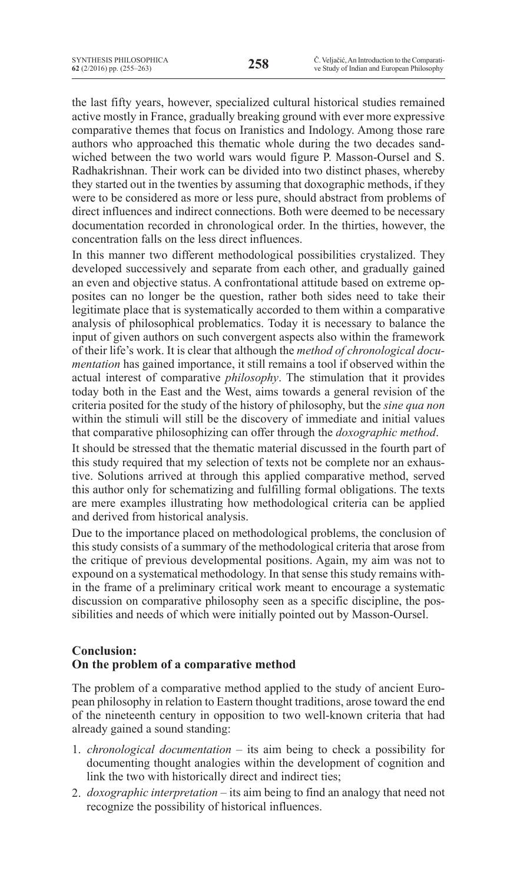the last fifty years, however, specialized cultural historical studies remained active mostly in France, gradually breaking ground with ever more expressive comparative themes that focus on Iranistics and Indology. Among those rare authors who approached this thematic whole during the two decades sandwiched between the two world wars would figure P. Masson-Oursel and S. Radhakrishnan. Their work can be divided into two distinct phases, whereby they started out in the twenties by assuming that doxographic methods, if they were to be considered as more or less pure, should abstract from problems of direct influences and indirect connections. Both were deemed to be necessary documentation recorded in chronological order. In the thirties, however, the concentration falls on the less direct influences.

In this manner two different methodological possibilities crystalized. They developed successively and separate from each other, and gradually gained an even and objective status. A confrontational attitude based on extreme opposites can no longer be the question, rather both sides need to take their legitimate place that is systematically accorded to them within a comparative analysis of philosophical problematics. Today it is necessary to balance the input of given authors on such convergent aspects also within the framework of their life's work. It is clear that although the *method of chronological documentation* has gained importance, it still remains a tool if observed within the actual interest of comparative *philosophy*. The stimulation that it provides today both in the East and the West, aims towards a general revision of the criteria posited for the study of the history of philosophy, but the *sine qua non* within the stimuli will still be the discovery of immediate and initial values that comparative philosophizing can offer through the *doxographic method*.

It should be stressed that the thematic material discussed in the fourth part of this study required that my selection of texts not be complete nor an exhaustive. Solutions arrived at through this applied comparative method, served this author only for schematizing and fulfilling formal obligations. The texts are mere examples illustrating how methodological criteria can be applied and derived from historical analysis.

Due to the importance placed on methodological problems, the conclusion of this study consists of a summary of the methodological criteria that arose from the critique of previous developmental positions. Again, my aim was not to expound on a systematical methodology. In that sense this study remains within the frame of a preliminary critical work meant to encourage a systematic discussion on comparative philosophy seen as a specific discipline, the possibilities and needs of which were initially pointed out by Masson-Oursel.

## Conclusion: On the problem of a comparative method

The problem of a comparative method applied to the study of ancient European philosophy in relation to Eastern thought traditions, arose toward the end of the nineteenth century in opposition to two well-known criteria that had already gained a sound standing:

1. *chronological documentation* – its aim being to check a possibility for documenting thought analogies within the development of cognition and link the two with historically direct and indirect ties;
2. *doxographic interpretation* – its aim being to find an analogy that need not recognize the possibility of historical influences.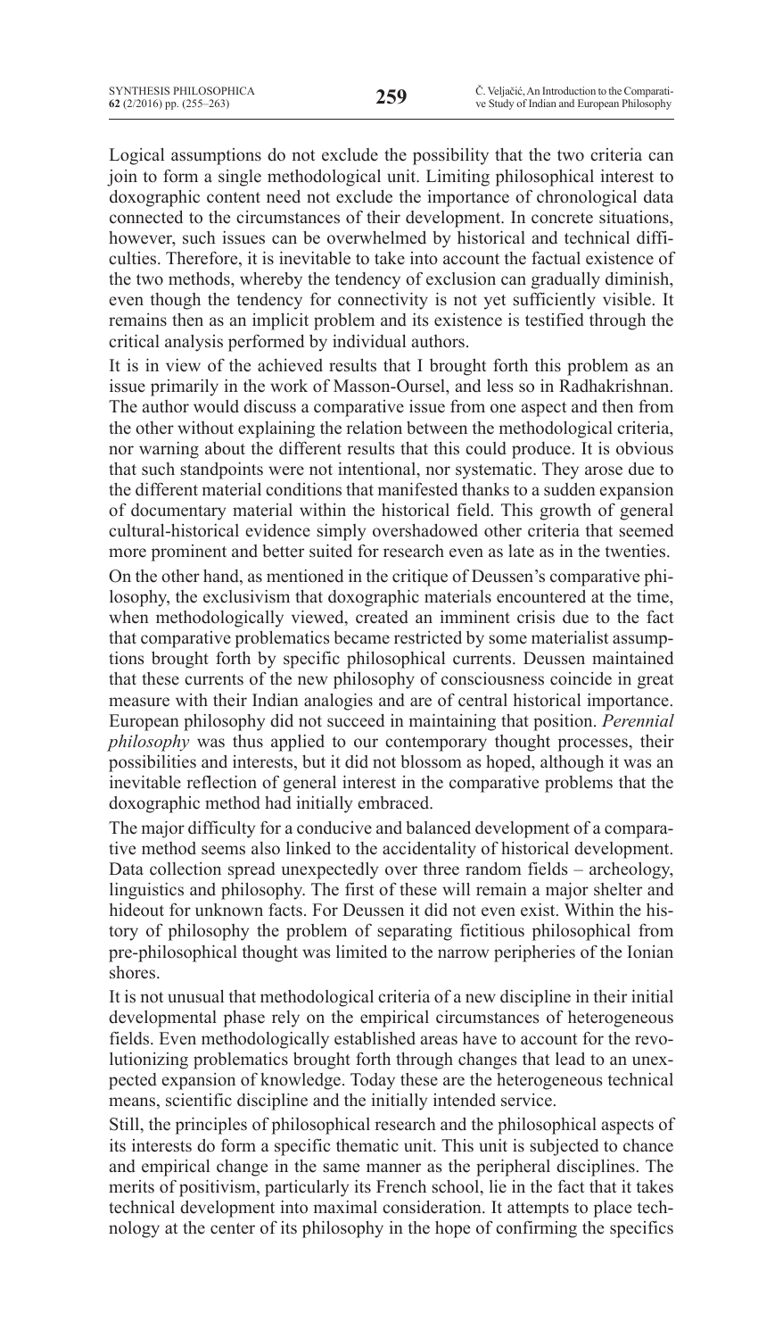Logical assumptions do not exclude the possibility that the two criteria can join to form a single methodological unit. Limiting philosophical interest to doxographic content need not exclude the importance of chronological data connected to the circumstances of their development. In concrete situations, however, such issues can be overwhelmed by historical and technical difficulties. Therefore, it is inevitable to take into account the factual existence of the two methods, whereby the tendency of exclusion can gradually diminish, even though the tendency for connectivity is not yet sufficiently visible. It remains then as an implicit problem and its existence is testified through the critical analysis performed by individual authors.

It is in view of the achieved results that I brought forth this problem as an issue primarily in the work of Masson-Oursel, and less so in Radhakrishnan. The author would discuss a comparative issue from one aspect and then from the other without explaining the relation between the methodological criteria, nor warning about the different results that this could produce. It is obvious that such standpoints were not intentional, nor systematic. They arose due to the different material conditions that manifested thanks to a sudden expansion of documentary material within the historical field. This growth of general cultural-historical evidence simply overshadowed other criteria that seemed more prominent and better suited for research even as late as in the twenties.

On the other hand, as mentioned in the critique of Deussen's comparative philosophy, the exclusivism that doxographic materials encountered at the time, when methodologically viewed, created an imminent crisis due to the fact that comparative problematics became restricted by some materialist assumptions brought forth by specific philosophical currents. Deussen maintained that these currents of the new philosophy of consciousness coincide in great measure with their Indian analogies and are of central historical importance. European philosophy did not succeed in maintaining that position. *Perennial philosophy* was thus applied to our contemporary thought processes, their possibilities and interests, but it did not blossom as hoped, although it was an inevitable reflection of general interest in the comparative problems that the doxographic method had initially embraced.

The major difficulty for a conducive and balanced development of a comparative method seems also linked to the accidentality of historical development. Data collection spread unexpectedly over three random fields – archeology, linguistics and philosophy. The first of these will remain a major shelter and hideout for unknown facts. For Deussen it did not even exist. Within the history of philosophy the problem of separating fictitious philosophical from pre-philosophical thought was limited to the narrow peripheries of the Ionian shores.

It is not unusual that methodological criteria of a new discipline in their initial developmental phase rely on the empirical circumstances of heterogeneous fields. Even methodologically established areas have to account for the revolutionizing problematics brought forth through changes that lead to an unexpected expansion of knowledge. Today these are the heterogeneous technical means, scientific discipline and the initially intended service.

Still, the principles of philosophical research and the philosophical aspects of its interests do form a specific thematic unit. This unit is subjected to chance and empirical change in the same manner as the peripheral disciplines. The merits of positivism, particularly its French school, lie in the fact that it takes technical development into maximal consideration. It attempts to place technology at the center of its philosophy in the hope of confirming the specifics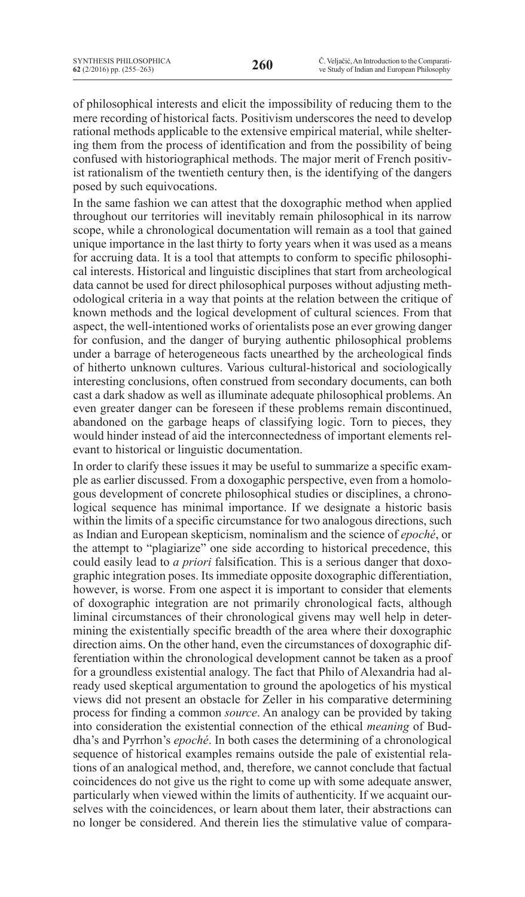of philosophical interests and elicit the impossibility of reducing them to the mere recording of historical facts. Positivism underscores the need to develop rational methods applicable to the extensive empirical material, while sheltering them from the process of identification and from the possibility of being confused with historiographical methods. The major merit of French positivist rationalism of the twentieth century then, is the identifying of the dangers posed by such equivocations.

In the same fashion we can attest that the doxographic method when applied throughout our territories will inevitably remain philosophical in its narrow scope, while a chronological documentation will remain as a tool that gained unique importance in the last thirty to forty years when it was used as a means for accruing data. It is a tool that attempts to conform to specific philosophical interests. Historical and linguistic disciplines that start from archeological data cannot be used for direct philosophical purposes without adjusting methodological criteria in a way that points at the relation between the critique of known methods and the logical development of cultural sciences. From that aspect, the well-intentioned works of orientalists pose an ever growing danger for confusion, and the danger of burying authentic philosophical problems under a barrage of heterogeneous facts unearthed by the archeological finds of hitherto unknown cultures. Various cultural-historical and sociologically interesting conclusions, often construed from secondary documents, can both cast a dark shadow as well as illuminate adequate philosophical problems. An even greater danger can be foreseen if these problems remain discontinued, abandoned on the garbage heaps of classifying logic. Torn to pieces, they would hinder instead of aid the interconnectedness of important elements relevant to historical or linguistic documentation.

In order to clarify these issues it may be useful to summarize a specific example as earlier discussed. From a doxogaphic perspective, even from a homologous development of concrete philosophical studies or disciplines, a chronological sequence has minimal importance. If we designate a historic basis within the limits of a specific circumstance for two analogous directions, such as Indian and European skepticism, nominalism and the science of *epoché*, or the attempt to "plagiarize" one side according to historical precedence, this could easily lead to *a priori* falsification. This is a serious danger that doxographic integration poses. Its immediate opposite doxographic differentiation, however, is worse. From one aspect it is important to consider that elements of doxographic integration are not primarily chronological facts, although liminal circumstances of their chronological givens may well help in determining the existentially specific breadth of the area where their doxographic direction aims. On the other hand, even the circumstances of doxographic differentiation within the chronological development cannot be taken as a proof for a groundless existential analogy. The fact that Philo of Alexandria had already used skeptical argumentation to ground the apologetics of his mystical views did not present an obstacle for Zeller in his comparative determining process for finding a common *source*. An analogy can be provided by taking into consideration the existential connection of the ethical *meaning* of Buddha's and Pyrrhon's *epoché*. In both cases the determining of a chronological sequence of historical examples remains outside the pale of existential relations of an analogical method, and, therefore, we cannot conclude that factual coincidences do not give us the right to come up with some adequate answer, particularly when viewed within the limits of authenticity. If we acquaint ourselves with the coincidences, or learn about them later, their abstractions can no longer be considered. And therein lies the stimulative value of compara-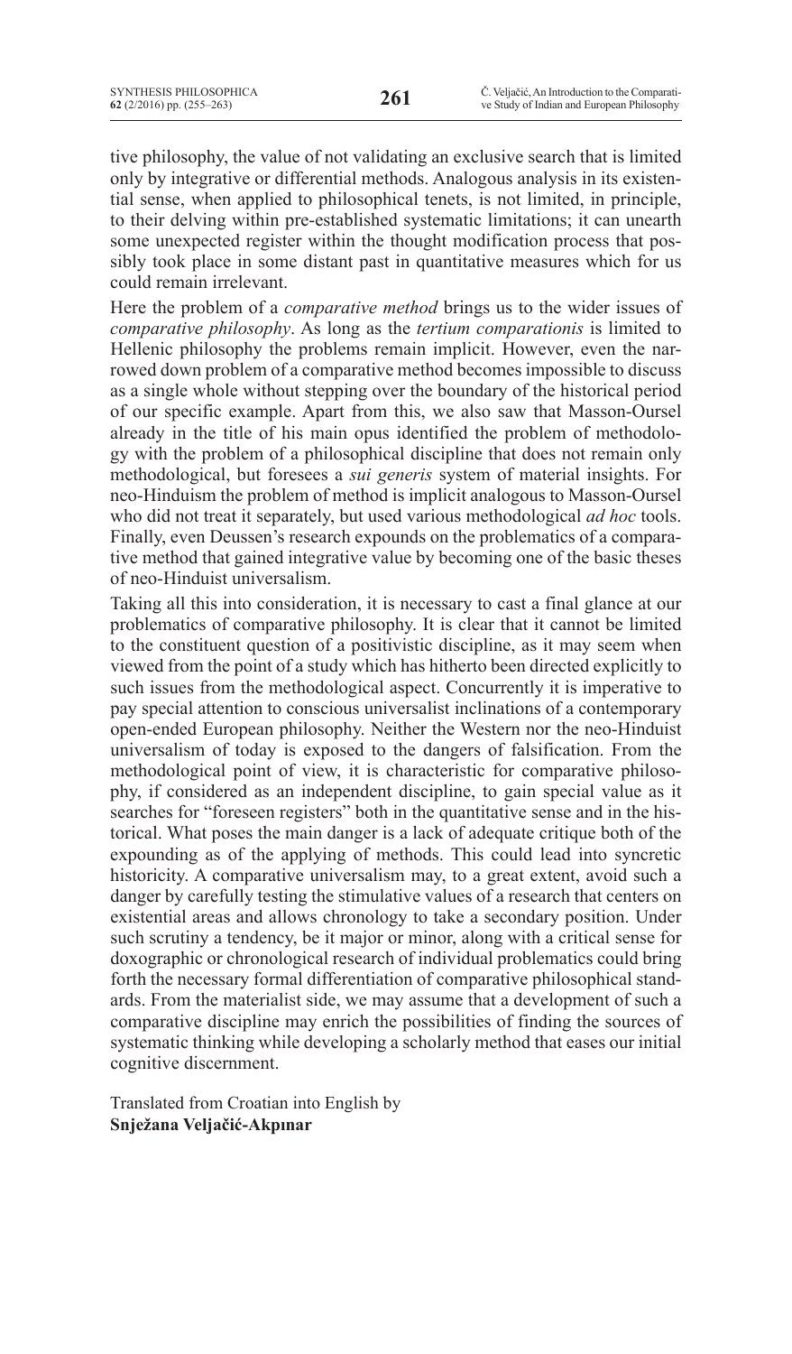tive philosophy, the value of not validating an exclusive search that is limited only by integrative or differential methods. Analogous analysis in its existential sense, when applied to philosophical tenets, is not limited, in principle, to their delving within pre-established systematic limitations; it can unearth some unexpected register within the thought modification process that possibly took place in some distant past in quantitative measures which for us could remain irrelevant.

Here the problem of a *comparative method* brings us to the wider issues of *comparative philosophy*. As long as the *tertium comparationis* is limited to Hellenic philosophy the problems remain implicit. However, even the narrowed down problem of a comparative method becomes impossible to discuss as a single whole without stepping over the boundary of the historical period of our specific example. Apart from this, we also saw that Masson-Oursel already in the title of his main opus identified the problem of methodology with the problem of a philosophical discipline that does not remain only methodological, but foresees a *sui generis* system of material insights. For neo-Hinduism the problem of method is implicit analogous to Masson-Oursel who did not treat it separately, but used various methodological *ad hoc* tools. Finally, even Deussen's research expounds on the problematics of a comparative method that gained integrative value by becoming one of the basic theses of neo-Hinduist universalism.

Taking all this into consideration, it is necessary to cast a final glance at our problematics of comparative philosophy. It is clear that it cannot be limited to the constituent question of a positivistic discipline, as it may seem when viewed from the point of a study which has hitherto been directed explicitly to such issues from the methodological aspect. Concurrently it is imperative to pay special attention to conscious universalist inclinations of a contemporary open-ended European philosophy. Neither the Western nor the neo-Hinduist universalism of today is exposed to the dangers of falsification. From the methodological point of view, it is characteristic for comparative philosophy, if considered as an independent discipline, to gain special value as it searches for "foreseen registers" both in the quantitative sense and in the historical. What poses the main danger is a lack of adequate critique both of the expounding as of the applying of methods. This could lead into syncretic historicity. A comparative universalism may, to a great extent, avoid such a danger by carefully testing the stimulative values of a research that centers on existential areas and allows chronology to take a secondary position. Under such scrutiny a tendency, be it major or minor, along with a critical sense for doxographic or chronological research of individual problematics could bring forth the necessary formal differentiation of comparative philosophical standards. From the materialist side, we may assume that a development of such a comparative discipline may enrich the possibilities of finding the sources of systematic thinking while developing a scholarly method that eases our initial cognitive discernment.

Translated from Croatian into English by
**Snježana Veljačić-Akpınar**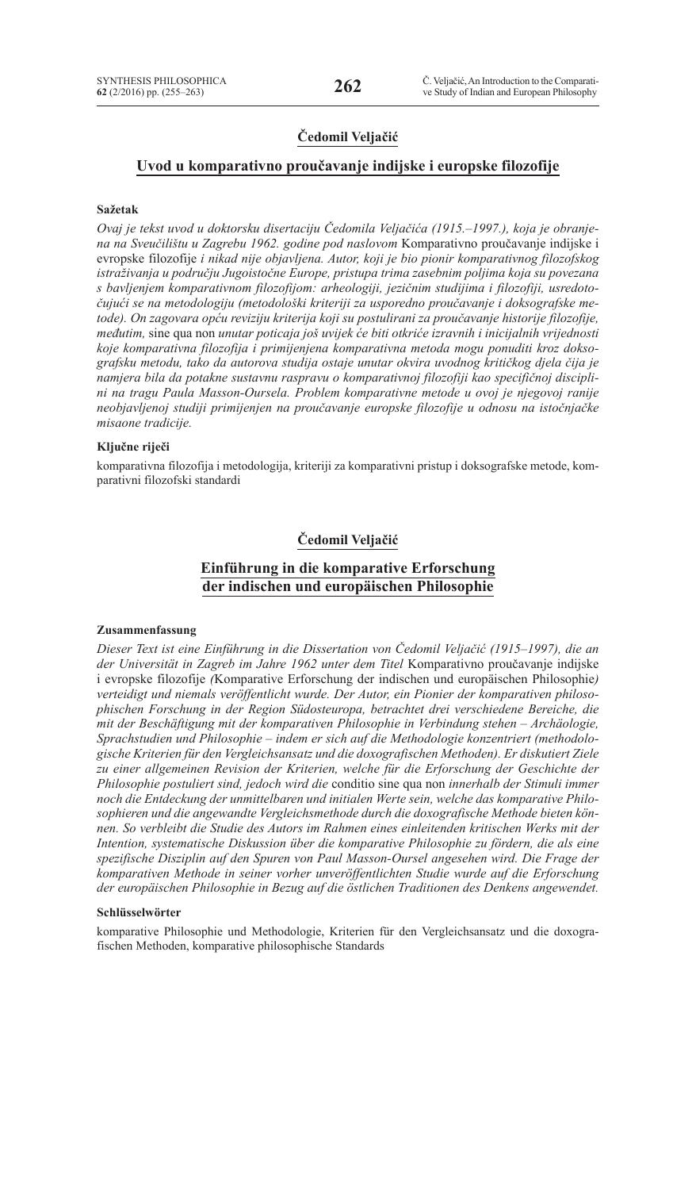## Čedomil Veljačić

## Uvod u komparativno proučavanje indijske i europske filozofije

**Sažetak**

*Ovaj je tekst uvod u doktorsku disertaciju Čedomila Veljačića (1915.–1997.), koja je obranjena na Sveučilištu u Zagrebu 1962. godine pod naslovom* Komparativno proučavanje indijske i evropske filozofije *i nikad nije objavljena. Autor, koji je bio pionir komparativnog filozofskog istraživanja u području Jugoistočne Europe, pristupa trima zasebnim poljima koja su povezana s bavljenjem komparativnom filozofijom: arheologiji, jezičnim studijima i filozofiji, usredotočujući se na metodologiju (metodološki kriteriji za usporedno proučavanje i doksografske metode). On zagovara opću reviziju kriterija koji su postulirani za proučavanje historije filozofije, međutim,* sine qua non *unutar poticaja još uvijek će biti otkriće izravnih i inicijalnih vrijednosti koje komparativna filozofija i primijenjena komparativna metoda mogu ponuditi kroz doksografsku metodu, tako da autorova studija ostaje unutar okvira uvodnog kritičkog djela čija je namjera bila da potakne sustavnu raspravu o komparativnoj filozofiji kao specifičnoj disciplini na tragu Paula Masson-Oursela. Problem komparativne metode u ovoj je njegovoj ranije neobjavljenoj studiji primijenjen na proučavanje europske filozofije u odnosu na istočnjačke misaone tradicije.*

**Ključne riječi**

komparativna filozofija i metodologija, kriteriji za komparativni pristup i doksografske metode, komparativni filozofski standardi

## Čedomil Veljačić

## Einführung in die komparative Erforschung der indischen und europäischen Philosophie

**Zusammenfassung**

*Dieser Text ist eine Einführung in die Dissertation von Čedomil Veljačić (1915–1997), die an der Universität in Zagreb im Jahre 1962 unter dem Titel* Komparativno proučavanje indijske i evropske filozofije *(*Komparative Erforschung der indischen und europäischen Philosophie*) verteidigt und niemals veröffentlicht wurde. Der Autor, ein Pionier der komparativen philosophischen Forschung in der Region Südosteuropa, betrachtet drei verschiedene Bereiche, die mit der Beschäftigung mit der komparativen Philosophie in Verbindung stehen – Archäologie, Sprachstudien und Philosophie – indem er sich auf die Methodologie konzentriert (methodologische Kriterien für den Vergleichsansatz und die doxografischen Methoden). Er diskutiert Ziele zu einer allgemeinen Revision der Kriterien, welche für die Erforschung der Geschichte der Philosophie postuliert sind, jedoch wird die* conditio sine qua non *innerhalb der Stimuli immer noch die Entdeckung der unmittelbaren und initialen Werte sein, welche das komparative Philosophieren und die angewandte Vergleichsmethode durch die doxografische Methode bieten können. So verbleibt die Studie des Autors im Rahmen eines einleitenden kritischen Werks mit der Intention, systematische Diskussion über die komparative Philosophie zu fördern, die als eine spezifische Disziplin auf den Spuren von Paul Masson-Oursel angesehen wird. Die Frage der komparativen Methode in seiner vorher unveröffentlichten Studie wurde auf die Erforschung der europäischen Philosophie in Bezug auf die östlichen Traditionen des Denkens angewendet.*

**Schlüsselwörter**

komparative Philosophie und Methodologie, Kriterien für den Vergleichsansatz und die doxografischen Methoden, komparative philosophische Standards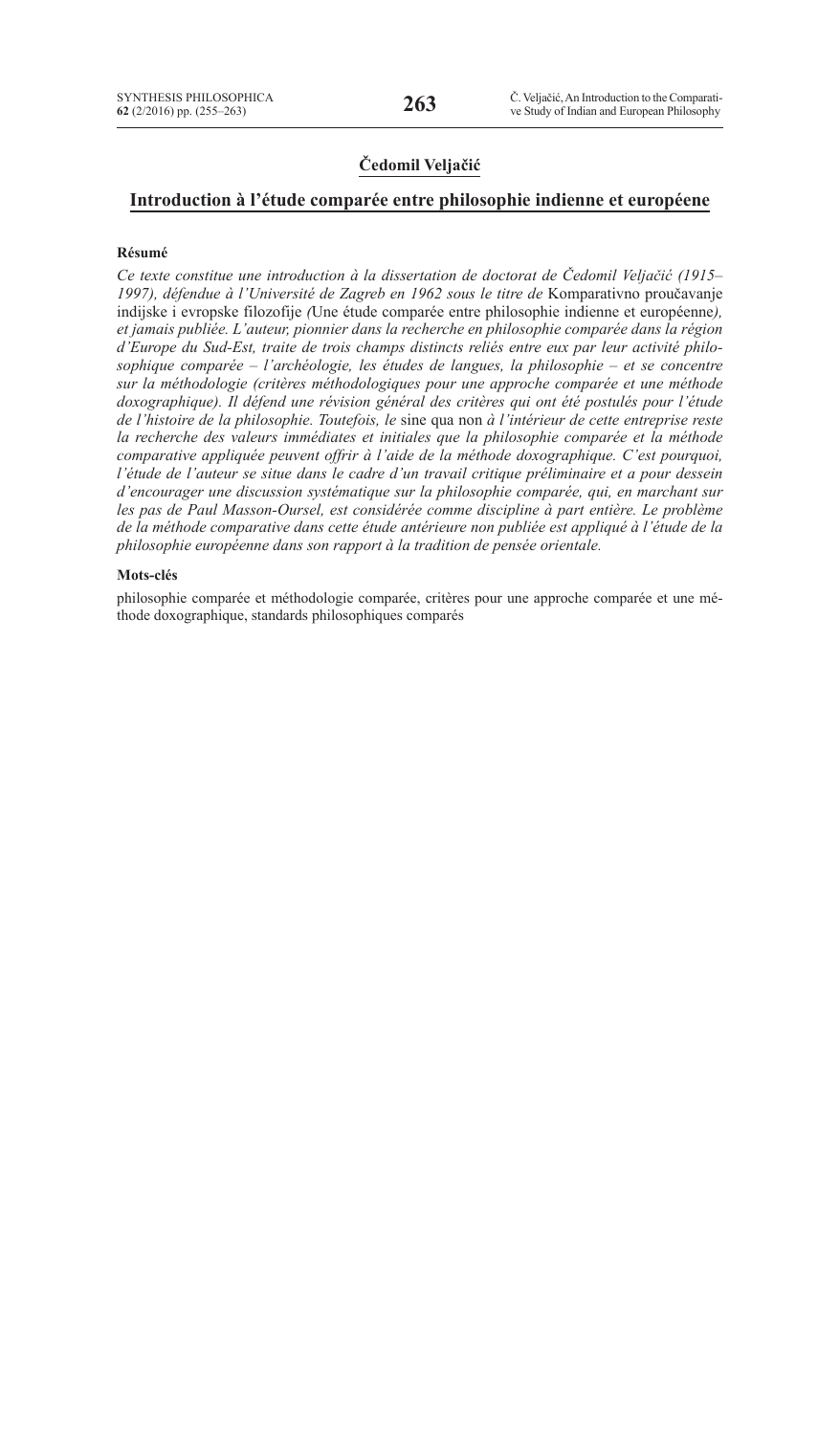**Čedomil Veljačić**

## Introduction à l'étude comparée entre philosophie indienne et européene

**Résumé**

*Ce texte constitue une introduction à la dissertation de doctorat de Čedomil Veljačić (1915–1997), défendue à l'Université de Zagreb en 1962 sous le titre de* Komparativno proučavanje indijske i evropske filozofije *(*Une étude comparée entre philosophie indienne et européenne*), et jamais publiée. L'auteur, pionnier dans la recherche en philosophie comparée dans la région d'Europe du Sud-Est, traite de trois champs distincts reliés entre eux par leur activité philosophique comparée – l'archéologie, les études de langues, la philosophie – et se concentre sur la méthodologie (critères méthodologiques pour une approche comparée et une méthode doxographique). Il défend une révision général des critères qui ont été postulés pour l'étude de l'histoire de la philosophie. Toutefois, le* sine qua non *à l'intérieur de cette entreprise reste la recherche des valeurs immédiates et initiales que la philosophie comparée et la méthode comparative appliquée peuvent offrir à l'aide de la méthode doxographique. C'est pourquoi, l'étude de l'auteur se situe dans le cadre d'un travail critique préliminaire et a pour dessein d'encourager une discussion systématique sur la philosophie comparée, qui, en marchant sur les pas de Paul Masson-Oursel, est considérée comme discipline à part entière. Le problème de la méthode comparative dans cette étude antérieure non publiée est appliqué à l'étude de la philosophie européenne dans son rapport à la tradition de pensée orientale.*

**Mots-clés**

philosophie comparée et méthodologie comparée, critères pour une approche comparée et une méthode doxographique, standards philosophiques comparés